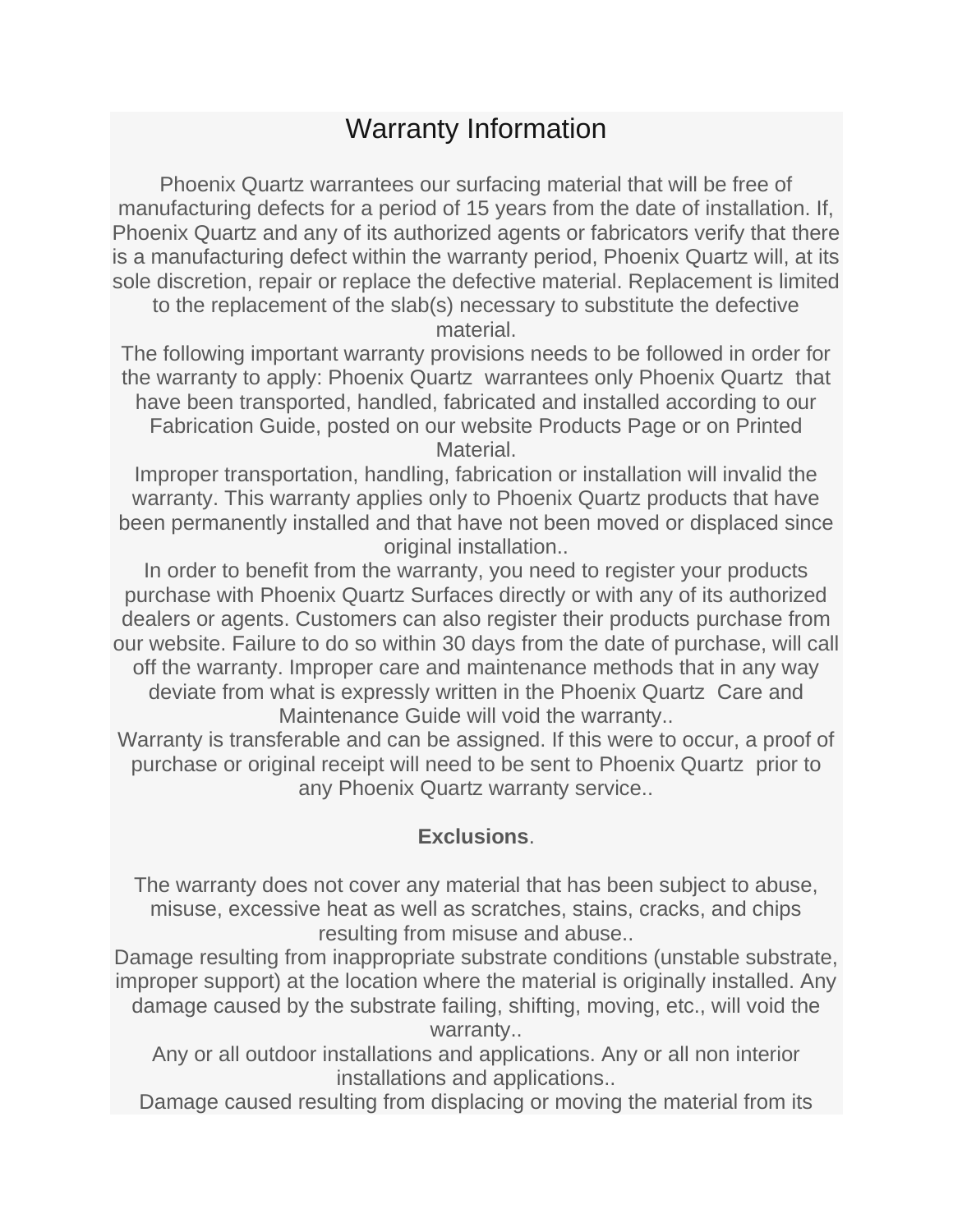# Warranty Information

Phoenix Quartz warrantees our surfacing material that will be free of manufacturing defects for a period of 15 years from the date of installation. If, Phoenix Quartz and any of its authorized agents or fabricators verify that there is a manufacturing defect within the warranty period, Phoenix Quartz will, at its sole discretion, repair or replace the defective material. Replacement is limited to the replacement of the slab(s) necessary to substitute the defective material.

The following important warranty provisions needs to be followed in order for the warranty to apply: Phoenix Quartz warrantees only Phoenix Quartz that have been transported, handled, fabricated and installed according to our Fabrication Guide, posted on our website Products Page or on Printed Material.

Improper transportation, handling, fabrication or installation will invalid the warranty. This warranty applies only to Phoenix Quartz products that have been permanently installed and that have not been moved or displaced since original installation..

In order to benefit from the warranty, you need to register your products purchase with Phoenix Quartz Surfaces directly or with any of its authorized dealers or agents. Customers can also register their products purchase from our website. Failure to do so within 30 days from the date of purchase, will call off the warranty. Improper care and maintenance methods that in any way deviate from what is expressly written in the Phoenix Quartz Care and Maintenance Guide will void the warranty..

Warranty is transferable and can be assigned. If this were to occur, a proof of purchase or original receipt will need to be sent to Phoenix Quartz prior to any Phoenix Quartz warranty service..

**Exclusions**.

The warranty does not cover any material that has been subject to abuse, misuse, excessive heat as well as scratches, stains, cracks, and chips resulting from misuse and abuse..

Damage resulting from inappropriate substrate conditions (unstable substrate, improper support) at the location where the material is originally installed. Any damage caused by the substrate failing, shifting, moving, etc., will void the warranty..

Any or all outdoor installations and applications. Any or all non interior installations and applications..

Damage caused resulting from displacing or moving the material from its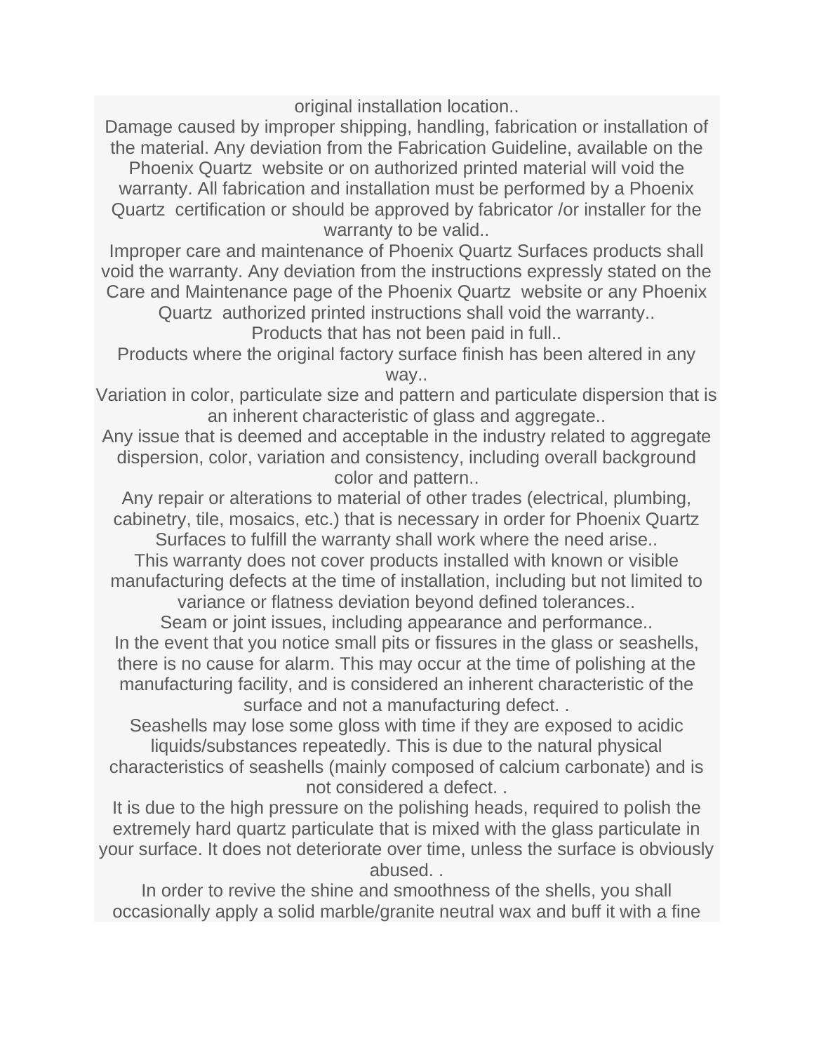original installation location..

Damage caused by improper shipping, handling, fabrication or installation of the material. Any deviation from the Fabrication Guideline, available on the Phoenix Quartz  website or on authorized printed material will void the warranty. All fabrication and installation must be performed by a Phoenix Quartz  certification or should be approved by fabricator /or installer for the warranty to be valid..

Improper care and maintenance of Phoenix Quartz Surfaces products shall void the warranty. Any deviation from the instructions expressly stated on the Care and Maintenance page of the Phoenix Quartz  website or any Phoenix Quartz  authorized printed instructions shall void the warranty..

Products that has not been paid in full..

Products where the original factory surface finish has been altered in any way..

Variation in color, particulate size and pattern and particulate dispersion that is an inherent characteristic of glass and aggregate..

Any issue that is deemed and acceptable in the industry related to aggregate dispersion, color, variation and consistency, including overall background color and pattern..

Any repair or alterations to material of other trades (electrical, plumbing, cabinetry, tile, mosaics, etc.) that is necessary in order for Phoenix Quartz Surfaces to fulfill the warranty shall work where the need arise..

This warranty does not cover products installed with known or visible manufacturing defects at the time of installation, including but not limited to variance or flatness deviation beyond defined tolerances..

Seam or joint issues, including appearance and performance..

In the event that you notice small pits or fissures in the glass or seashells, there is no cause for alarm. This may occur at the time of polishing at the manufacturing facility, and is considered an inherent characteristic of the surface and not a manufacturing defect. .

Seashells may lose some gloss with time if they are exposed to acidic liquids/substances repeatedly. This is due to the natural physical characteristics of seashells (mainly composed of calcium carbonate) and is not considered a defect. .

It is due to the high pressure on the polishing heads, required to polish the extremely hard quartz particulate that is mixed with the glass particulate in your surface. It does not deteriorate over time, unless the surface is obviously abused. .

In order to revive the shine and smoothness of the shells, you shall occasionally apply a solid marble/granite neutral wax and buff it with a fine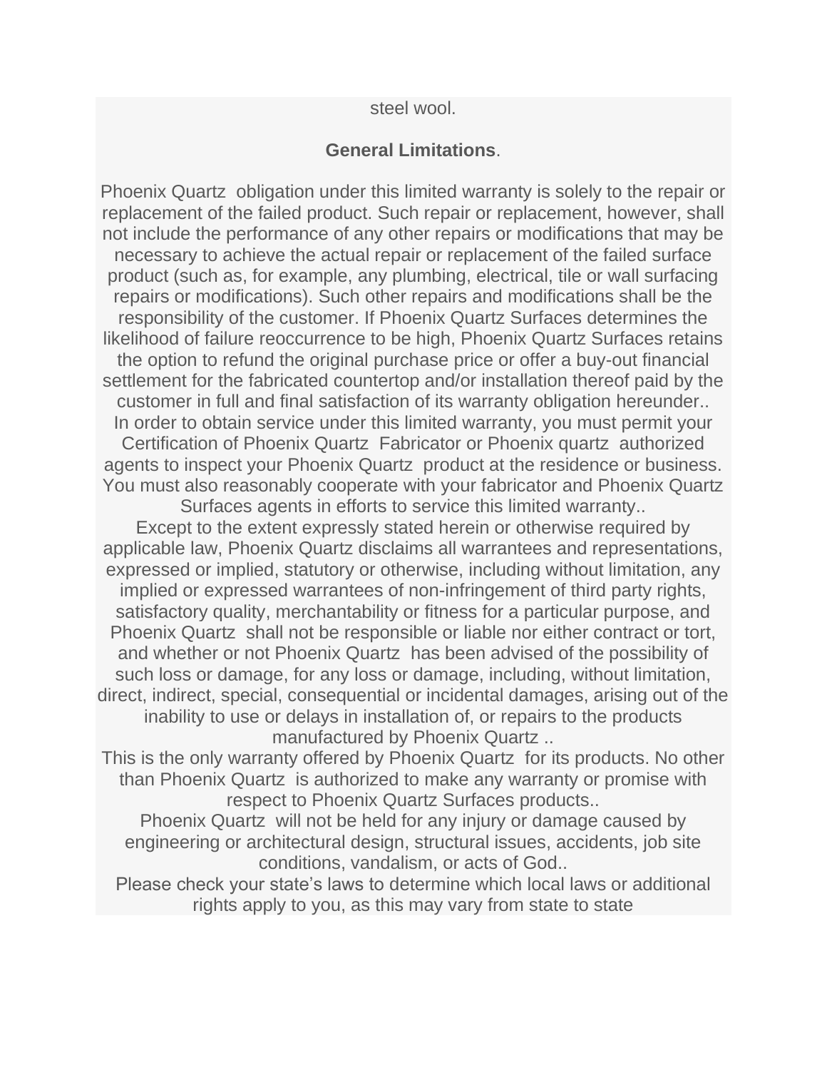steel wool.

**General Limitations**.

Phoenix Quartz  obligation under this limited warranty is solely to the repair or replacement of the failed product. Such repair or replacement, however, shall not include the performance of any other repairs or modifications that may be necessary to achieve the actual repair or replacement of the failed surface product (such as, for example, any plumbing, electrical, tile or wall surfacing repairs or modifications). Such other repairs and modifications shall be the responsibility of the customer. If Phoenix Quartz Surfaces determines the likelihood of failure reoccurrence to be high, Phoenix Quartz Surfaces retains the option to refund the original purchase price or offer a buy-out financial settlement for the fabricated countertop and/or installation thereof paid by the customer in full and final satisfaction of its warranty obligation hereunder..

In order to obtain service under this limited warranty, you must permit your Certification of Phoenix Quartz  Fabricator or Phoenix quartz  authorized agents to inspect your Phoenix Quartz  product at the residence or business. You must also reasonably cooperate with your fabricator and Phoenix Quartz Surfaces agents in efforts to service this limited warranty..

Except to the extent expressly stated herein or otherwise required by applicable law, Phoenix Quartz disclaims all warrantees and representations, expressed or implied, statutory or otherwise, including without limitation, any implied or expressed warrantees of non-infringement of third party rights, satisfactory quality, merchantability or fitness for a particular purpose, and Phoenix Quartz  shall not be responsible or liable nor either contract or tort, and whether or not Phoenix Quartz  has been advised of the possibility of such loss or damage, for any loss or damage, including, without limitation, direct, indirect, special, consequential or incidental damages, arising out of the inability to use or delays in installation of, or repairs to the products manufactured by Phoenix Quartz ..

This is the only warranty offered by Phoenix Quartz  for its products. No other than Phoenix Quartz  is authorized to make any warranty or promise with respect to Phoenix Quartz Surfaces products..

Phoenix Quartz  will not be held for any injury or damage caused by engineering or architectural design, structural issues, accidents, job site conditions, vandalism, or acts of God..

Please check your state's laws to determine which local laws or additional rights apply to you, as this may vary from state to state